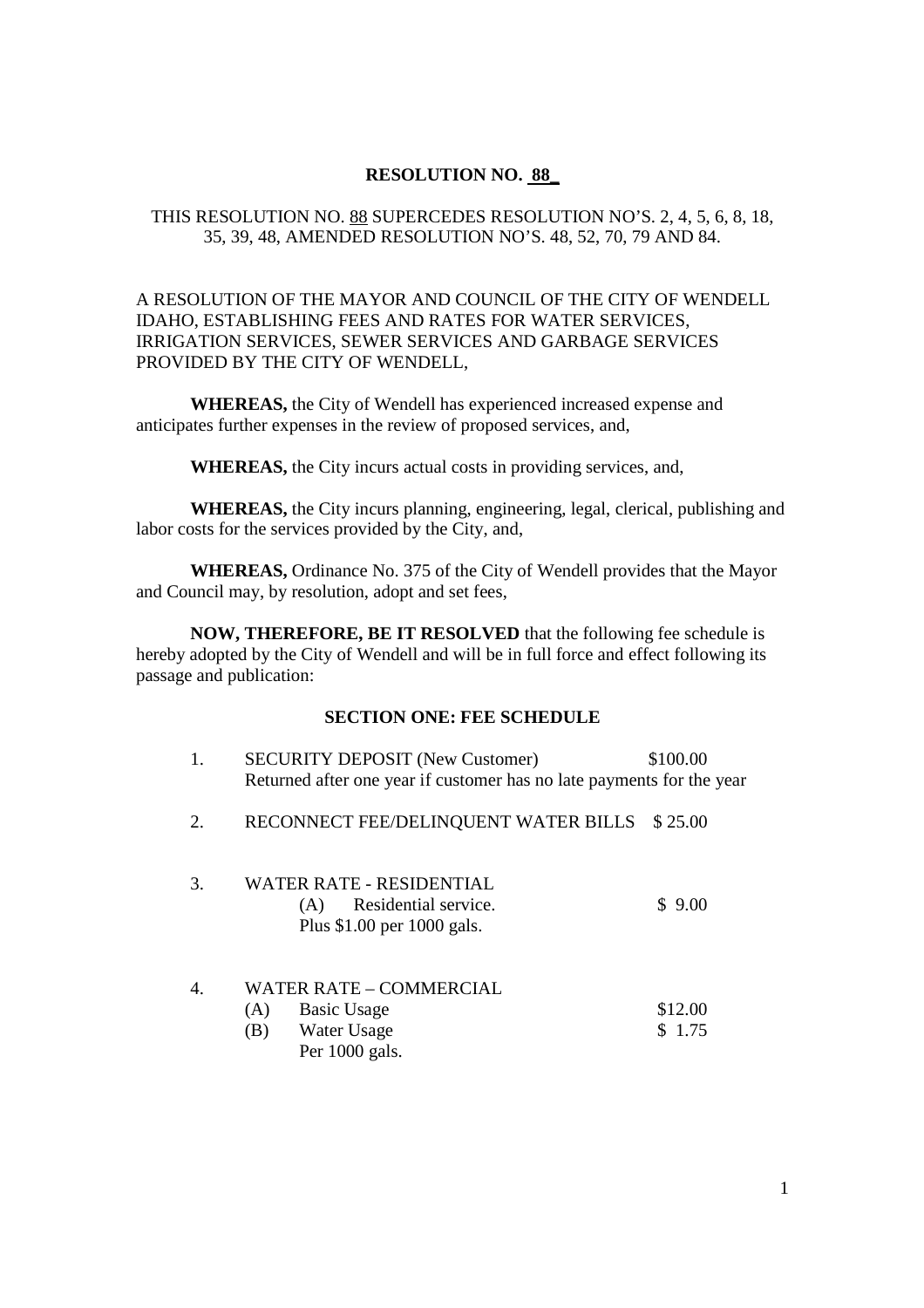# RESOLUTION NO. 88

THIS RESOLUTION NO. 88 SUPERCEDES RESOLUTION NO'S. 2, 4, 5, 6, 8, 18, 35, 39, 48, AMENDED RESOLUTION NO'S. 48, 52, 70, 79 AND 84.

A RESOLUTION OF THE MAYOR AND COUNCIL OF THE CITY OF WENDELL IDAHO, ESTABLISHING FEES AND RATES FOR WATER SERVICES, IRRIGATION SERVICES, SEWER SERVICES AND GARBAGE SERVICES PROVIDED BY THE CITY OF WENDELL,

**WHEREAS,** the City of Wendell has experienced increased expense and anticipates further expenses in the review of proposed services, and,

**WHEREAS,** the City incurs actual costs in providing services, and,

**WHEREAS,** the City incurs planning, engineering, legal, clerical, publishing and labor costs for the services provided by the City, and,

**WHEREAS,** Ordinance No. 375 of the City of Wendell provides that the Mayor and Council may, by resolution, adopt and set fees,

**NOW, THEREFORE, BE IT RESOLVED** that the following fee schedule is hereby adopted by the City of Wendell and will be in full force and effect following its passage and publication:

## SECTION ONE: FEE SCHEDULE

1. SECURITY DEPOSIT (New Customer) — $100.00
   Returned after one year if customer has no late payments for the year

2. RECONNECT FEE/DELINQUENT WATER BILLS — $ 25.00

3. WATER RATE - RESIDENTIAL
   (A) Residential service. — $ 9.00
   Plus $1.00 per 1000 gals.

4. WATER RATE – COMMERCIAL
   (A) Basic Usage — $12.00
   (B) Water Usage — $ 1.75
   Per 1000 gals.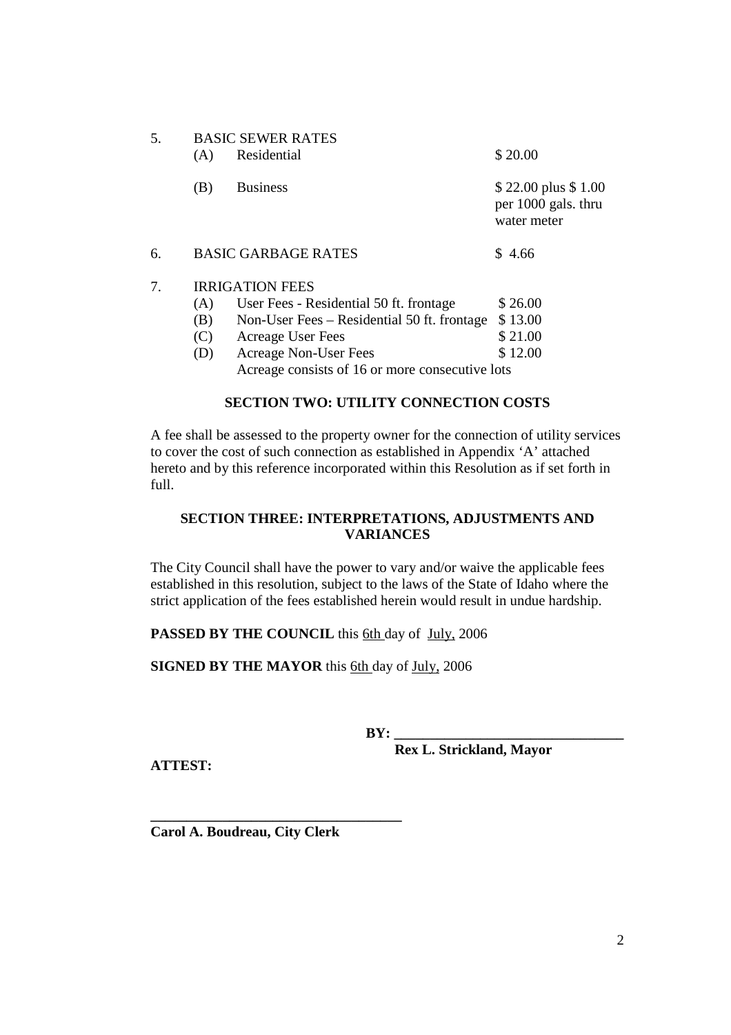5. BASIC SEWER RATES

| | | |
|---|---|---|
| (A) | Residential | $ 20.00 |
| (B) | Business | $ 22.00 plus $ 1.00 per 1000 gals. thru water meter |

6. BASIC GARBAGE RATES $ 4.66

7. IRRIGATION FEES

| | | |
|---|---|---|
| (A) | User Fees - Residential 50 ft. frontage | $ 26.00 |
| (B) | Non-User Fees – Residential 50 ft. frontage | $ 13.00 |
| (C) | Acreage User Fees | $ 21.00 |
| (D) | Acreage Non-User Fees | $ 12.00 |
| | Acreage consists of 16 or more consecutive lots | |

**SECTION TWO: UTILITY CONNECTION COSTS**

A fee shall be assessed to the property owner for the connection of utility services to cover the cost of such connection as established in Appendix 'A' attached hereto and by this reference incorporated within this Resolution as if set forth in full.

**SECTION THREE: INTERPRETATIONS, ADJUSTMENTS AND VARIANCES**

The City Council shall have the power to vary and/or waive the applicable fees established in this resolution, subject to the laws of the State of Idaho where the strict application of the fees established herein would result in undue hardship.

**PASSED BY THE COUNCIL** this 6th day of July, 2006

**SIGNED BY THE MAYOR** this 6th day of July, 2006

**BY: \_\_\_\_\_\_\_\_\_\_\_\_\_\_\_\_\_\_\_\_\_\_\_\_\_\_\_\_\_\_\_\_**

**Rex L. Strickland, Mayor**

**ATTEST:**

**\_\_\_\_\_\_\_\_\_\_\_\_\_\_\_\_\_\_\_\_\_\_\_\_\_\_\_\_\_\_\_\_\_\_**

**Carol A. Boudreau, City Clerk**